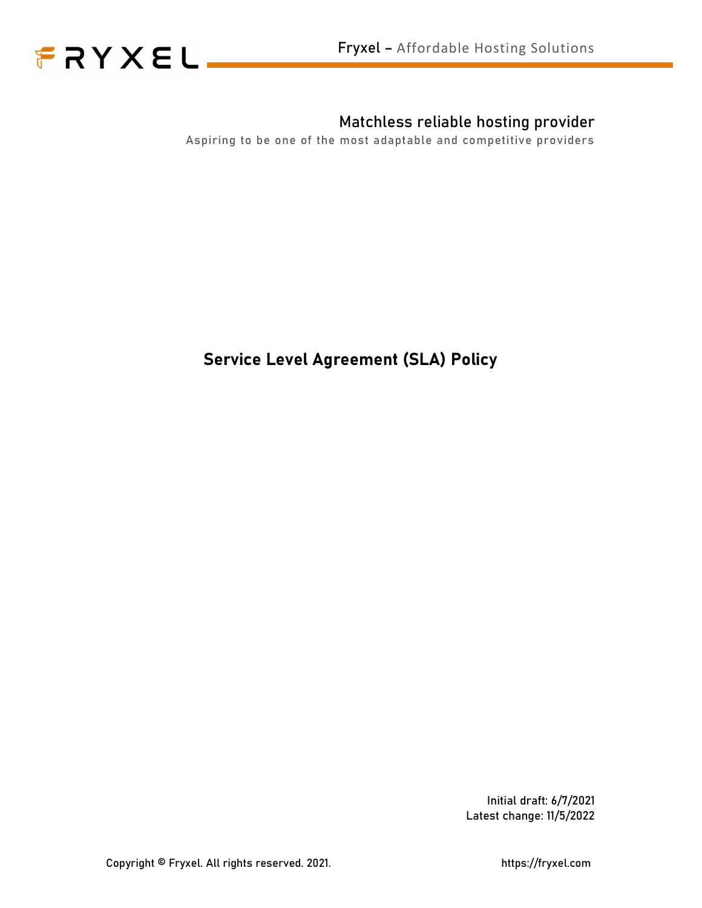FRYXEL

Fryxel – Affordable Hosting Solutions

## Matchless reliable hosting provider

Aspiring to be one of the most adaptable and competitive providers

# Service Level Agreement (SLA) Policy

Initial draft: 6/7/2021
Latest change: 11/5/2022

Copyright © Fryxel. All rights reserved. 2021.

https://fryxel.com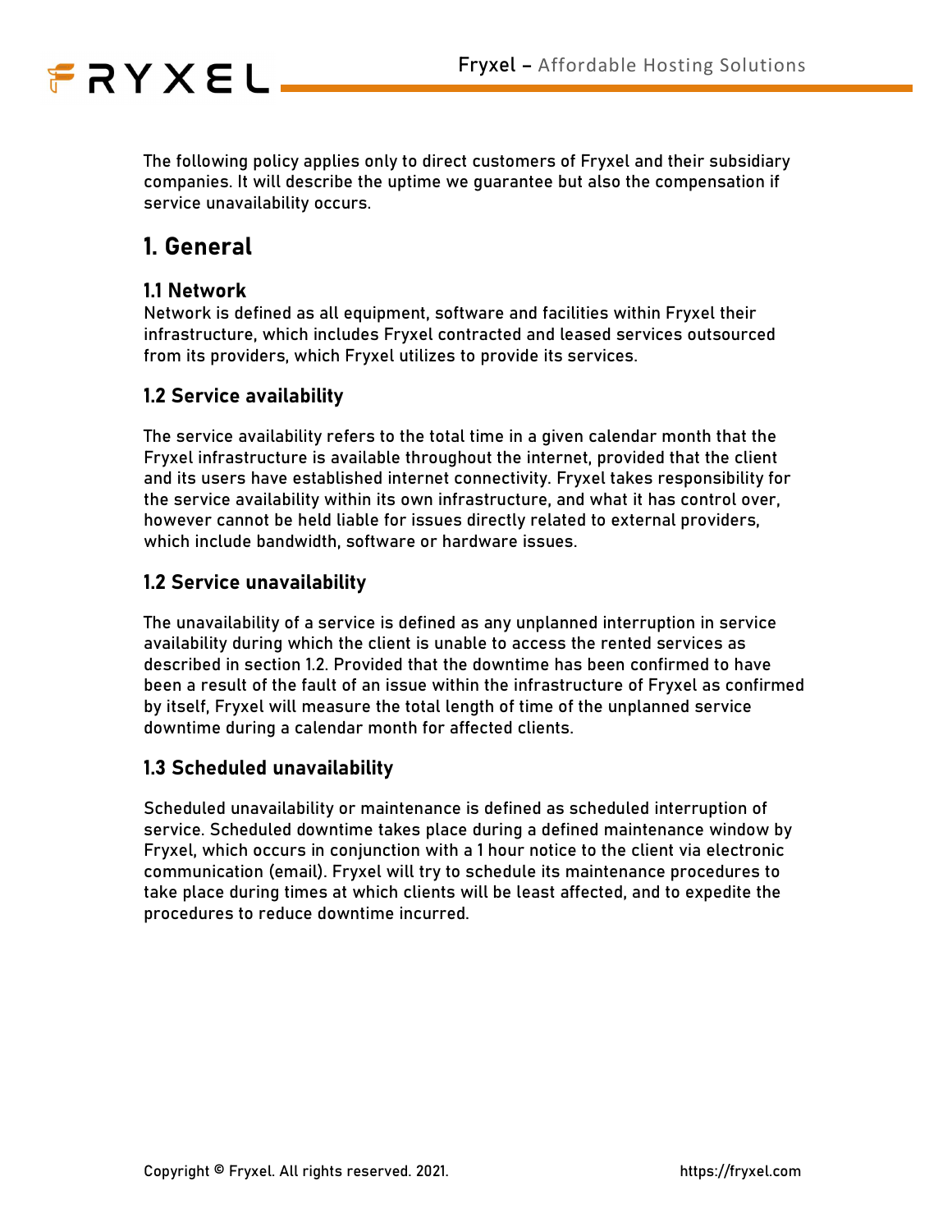The following policy applies only to direct customers of Fryxel and their subsidiary companies. It will describe the uptime we guarantee but also the compensation if service unavailability occurs.

## 1. General

### 1.1 Network

Network is defined as all equipment, software and facilities within Fryxel their infrastructure, which includes Fryxel contracted and leased services outsourced from its providers, which Fryxel utilizes to provide its services.

### 1.2 Service availability

The service availability refers to the total time in a given calendar month that the Fryxel infrastructure is available throughout the internet, provided that the client and its users have established internet connectivity. Fryxel takes responsibility for the service availability within its own infrastructure, and what it has control over, however cannot be held liable for issues directly related to external providers, which include bandwidth, software or hardware issues.

### 1.2 Service unavailability

The unavailability of a service is defined as any unplanned interruption in service availability during which the client is unable to access the rented services as described in section 1.2. Provided that the downtime has been confirmed to have been a result of the fault of an issue within the infrastructure of Fryxel as confirmed by itself, Fryxel will measure the total length of time of the unplanned service downtime during a calendar month for affected clients.

### 1.3 Scheduled unavailability

Scheduled unavailability or maintenance is defined as scheduled interruption of service. Scheduled downtime takes place during a defined maintenance window by Fryxel, which occurs in conjunction with a 1 hour notice to the client via electronic communication (email). Fryxel will try to schedule its maintenance procedures to take place during times at which clients will be least affected, and to expedite the procedures to reduce downtime incurred.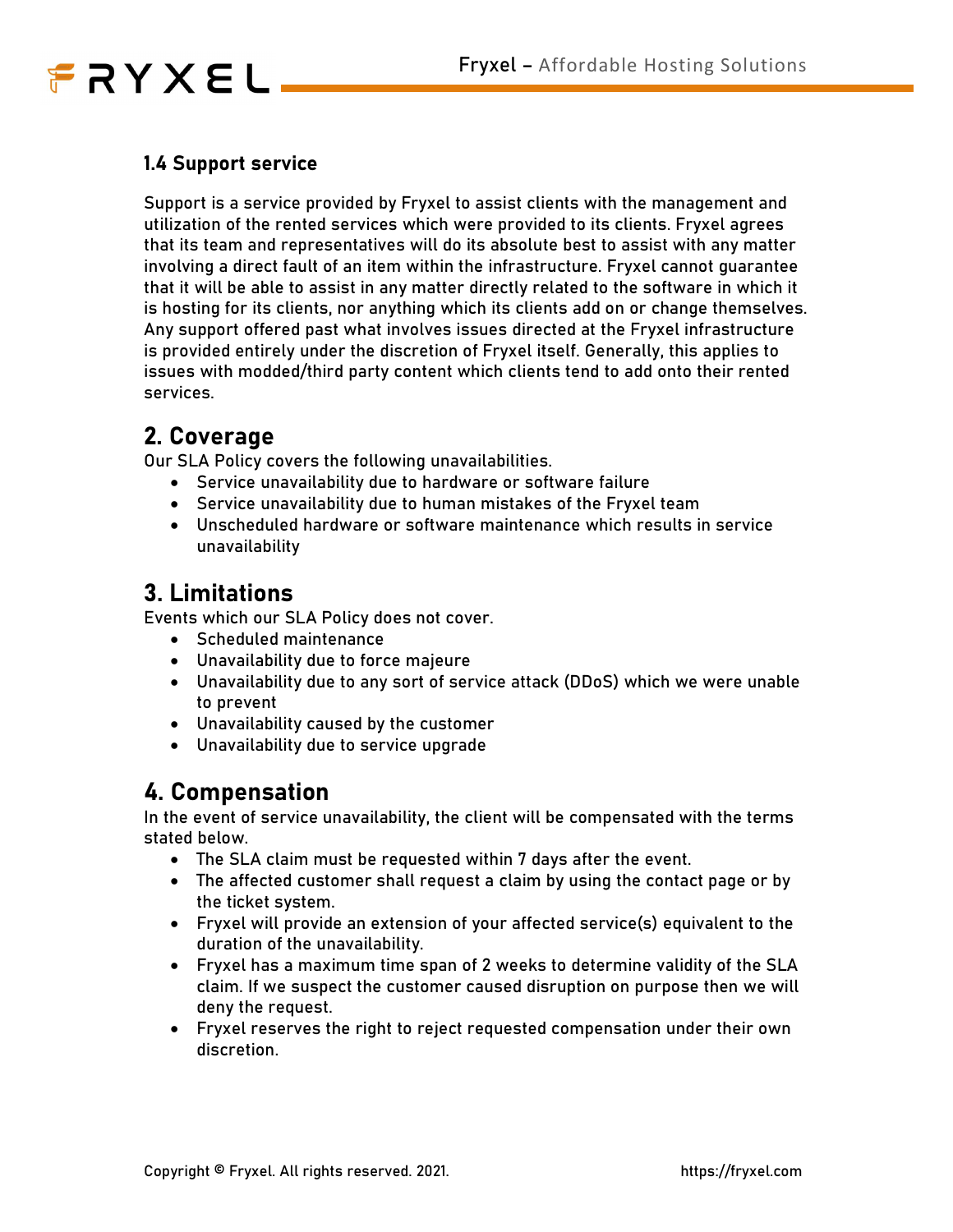### 1.4 Support service

Support is a service provided by Fryxel to assist clients with the management and utilization of the rented services which were provided to its clients. Fryxel agrees that its team and representatives will do its absolute best to assist with any matter involving a direct fault of an item within the infrastructure. Fryxel cannot guarantee that it will be able to assist in any matter directly related to the software in which it is hosting for its clients, nor anything which its clients add on or change themselves. Any support offered past what involves issues directed at the Fryxel infrastructure is provided entirely under the discretion of Fryxel itself. Generally, this applies to issues with modded/third party content which clients tend to add onto their rented services.

## 2. Coverage

Our SLA Policy covers the following unavailabilities.

- Service unavailability due to hardware or software failure
- Service unavailability due to human mistakes of the Fryxel team
- Unscheduled hardware or software maintenance which results in service unavailability

## 3. Limitations

Events which our SLA Policy does not cover.

- Scheduled maintenance
- Unavailability due to force majeure
- Unavailability due to any sort of service attack (DDoS) which we were unable to prevent
- Unavailability caused by the customer
- Unavailability due to service upgrade

## 4. Compensation

In the event of service unavailability, the client will be compensated with the terms stated below.

- The SLA claim must be requested within 7 days after the event.
- The affected customer shall request a claim by using the contact page or by the ticket system.
- Fryxel will provide an extension of your affected service(s) equivalent to the duration of the unavailability.
- Fryxel has a maximum time span of 2 weeks to determine validity of the SLA claim. If we suspect the customer caused disruption on purpose then we will deny the request.
- Fryxel reserves the right to reject requested compensation under their own discretion.